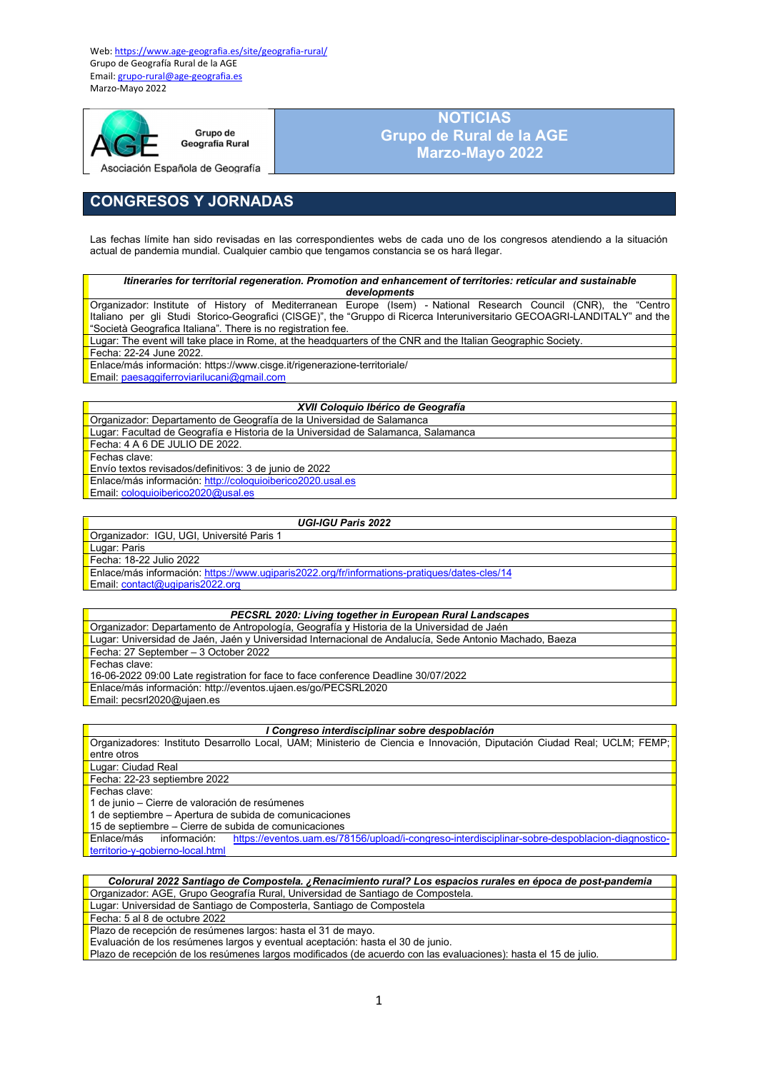Web: https://www.age-geografia.es/site/geografia-rural/
Grupo de Geografía Rural de la AGE
Email: grupo-rural@age-geografia.es
Marzo-Mayo 2022

AGE Grupo de Geografía Rural
Asociación Española de Geografía

# NOTICIAS Grupo de Rural de la AGE Marzo-Mayo 2022

## CONGRESOS Y JORNADAS

Las fechas límite han sido revisadas en las correspondientes webs de cada uno de los congresos atendiendo a la situación actual de pandemia mundial. Cualquier cambio que tengamos constancia se os hará llegar.

| ***Itineraries for territorial regeneration. Promotion and enhancement of territories: reticular and sustainable developments*** |
|---|
| Organizador: Institute of History of Mediterranean Europe (Isem) - National Research Council (CNR), the "Centro Italiano per gli Studi Storico-Geografici (CISGE)", the "Gruppo di Ricerca Interuniversitario GECOAGRI-LANDITALY" and the "Società Geografica Italiana". There is no registration fee. |
| Lugar: The event will take place in Rome, at the headquarters of the CNR and the Italian Geographic Society. |
| Fecha: 22-24 June 2022. |
| Enlace/más información: https://www.cisge.it/rigenerazione-territoriale/<br>Email: paesaggiferroviarilucani@gmail.com |

| ***XVII Coloquio Ibérico de Geografía*** |
|---|
| Organizador: Departamento de Geografía de la Universidad de Salamanca |
| Lugar: Facultad de Geografía e Historia de la Universidad de Salamanca, Salamanca |
| Fecha: 4 A 6 DE JULIO DE 2022. |
| Fechas clave:<br>Envío textos revisados/definitivos: 3 de junio de 2022 |
| Enlace/más información: http://coloquioiberico2020.usal.es<br>Email: coloquioiberico2020@usal.es |

| ***UGI-IGU Paris 2022*** |
|---|
| Organizador: IGU, UGI, Université Paris 1 |
| Lugar: Paris |
| Fecha: 18-22 Julio 2022 |
| Enlace/más información: https://www.ugiparis2022.org/fr/informations-pratiques/dates-cles/14<br>Email: contact@ugiparis2022.org |

| ***PECSRL 2020: Living together in European Rural Landscapes*** |
|---|
| Organizador: Departamento de Antropología, Geografía y Historia de la Universidad de Jaén |
| Lugar: Universidad de Jaén, Jaén y Universidad Internacional de Andalucía, Sede Antonio Machado, Baeza |
| Fecha: 27 September – 3 October 2022 |
| Fechas clave:<br>16-06-2022 09:00 Late registration for face to face conference Deadline 30/07/2022 |
| Enlace/más información: http://eventos.ujaen.es/go/PECSRL2020<br>Email: pecsrl2020@ujaen.es |

| ***I Congreso interdisciplinar sobre despoblación*** |
|---|
| Organizadores: Instituto Desarrollo Local, UAM; Ministerio de Ciencia e Innovación, Diputación Ciudad Real; UCLM; FEMP; entre otros |
| Lugar: Ciudad Real |
| Fecha: 22-23 septiembre 2022 |
| Fechas clave:<br>1 de junio – Cierre de valoración de resúmenes<br>1 de septiembre – Apertura de subida de comunicaciones<br>15 de septiembre – Cierre de subida de comunicaciones |
| Enlace/más información: https://eventos.uam.es/78156/upload/i-congreso-interdisciplinar-sobre-despoblacion-diagnostico-territorio-y-gobierno-local.html |

| ***Colorural 2022 Santiago de Compostela. ¿Renacimiento rural? Los espacios rurales en época de post-pandemia*** |
|---|
| Organizador: AGE, Grupo Geografía Rural, Universidad de Santiago de Compostela. |
| Lugar: Universidad de Santiago de Composterla, Santiago de Compostela |
| Fecha: 5 al 8 de octubre 2022 |
| Plazo de recepción de resúmenes largos: hasta el 31 de mayo.<br>Evaluación de los resúmenes largos y eventual aceptación: hasta el 30 de junio.<br>Plazo de recepción de los resúmenes largos modificados (de acuerdo con las evaluaciones): hasta el 15 de julio. |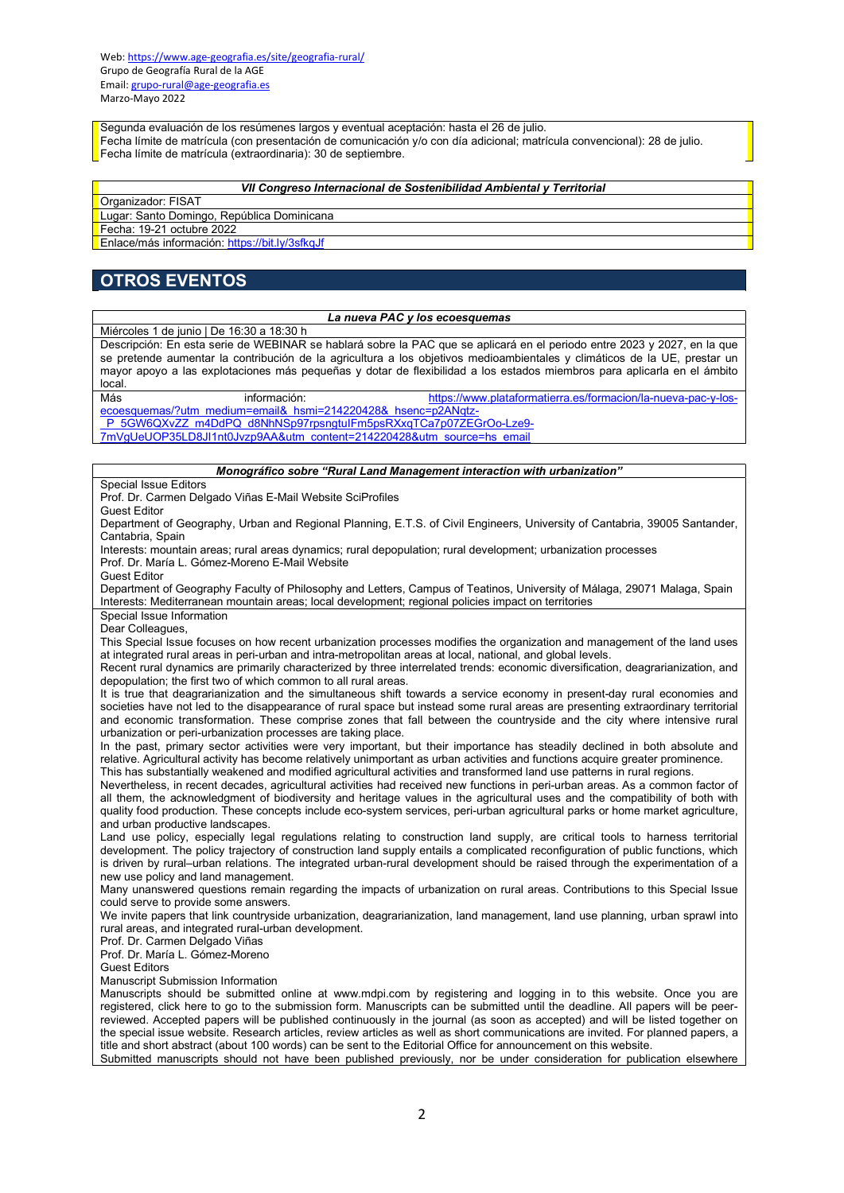Segunda evaluación de los resúmenes largos y eventual aceptación: hasta el 26 de julio.
Fecha límite de matrícula (con presentación de comunicación y/o con día adicional; matrícula convencional): 28 de julio.
Fecha límite de matrícula (extraordinaria): 30 de septiembre.

| ***VII Congreso Internacional de Sostenibilidad Ambiental y Territorial*** |
|---|
| Organizador: FISAT |
| Lugar: Santo Domingo, República Dominicana |
| Fecha: 19-21 octubre 2022 |
| Enlace/más información: https://bit.ly/3sfkqJf |

## OTROS EVENTOS

| ***La nueva PAC y los ecoesquemas*** |
|---|
| Miércoles 1 de junio \| De 16:30 a 18:30 h |
| Descripción: En esta serie de WEBINAR se hablará sobre la PAC que se aplicará en el periodo entre 2023 y 2027, en la que se pretende aumentar la contribución de la agricultura a los objetivos medioambientales y climáticos de la UE, prestar un mayor apoyo a las explotaciones más pequeñas y dotar de flexibilidad a los estados miembros para aplicarla en el ámbito local. |
| Más información: https://www.plataformatierra.es/formacion/la-nueva-pac-y-los-ecoesquemas/?utm_medium=email&_hsmi=214220428&_hsenc=p2ANqtz-_P_5GW6QXvZZ_m4DdPQ_d8NhNSp97rpsngtuIFm5psRXxqTCa7p07ZEGrOo-Lze9-7mVgUeUOP35LD8Jl1nt0Jvzp9AA&utm_content=214220428&utm_source=hs_email |

***Monográfico sobre "Rural Land Management interaction with urbanization"***

Special Issue Editors
Prof. Dr. Carmen Delgado Viñas E-Mail Website SciProfiles
Guest Editor
Department of Geography, Urban and Regional Planning, E.T.S. of Civil Engineers, University of Cantabria, 39005 Santander, Cantabria, Spain
Interests: mountain areas; rural areas dynamics; rural depopulation; rural development; urbanization processes
Prof. Dr. María L. Gómez-Moreno E-Mail Website
Guest Editor
Department of Geography Faculty of Philosophy and Letters, Campus of Teatinos, University of Málaga, 29071 Malaga, Spain
Interests: Mediterranean mountain areas; local development; regional policies impact on territories

Special Issue Information
Dear Colleagues,
This Special Issue focuses on how recent urbanization processes modifies the organization and management of the land uses at integrated rural areas in peri-urban and intra-metropolitan areas at local, national, and global levels.
Recent rural dynamics are primarily characterized by three interrelated trends: economic diversification, deagrarianization, and depopulation; the first two of which common to all rural areas.
It is true that deagrarianization and the simultaneous shift towards a service economy in present-day rural economies and societies have not led to the disappearance of rural space but instead some rural areas are presenting extraordinary territorial and economic transformation. These comprise zones that fall between the countryside and the city where intensive rural urbanization or peri-urbanization processes are taking place.
In the past, primary sector activities were very important, but their importance has steadily declined in both absolute and relative. Agricultural activity has become relatively unimportant as urban activities and functions acquire greater prominence. This has substantially weakened and modified agricultural activities and transformed land use patterns in rural regions.
Nevertheless, in recent decades, agricultural activities had received new functions in peri-urban areas. As a common factor of all them, the acknowledgment of biodiversity and heritage values in the agricultural uses and the compatibility of both with quality food production. These concepts include eco-system services, peri-urban agricultural parks or home market agriculture, and urban productive landscapes.
Land use policy, especially legal regulations relating to construction land supply, are critical tools to harness territorial development. The policy trajectory of construction land supply entails a complicated reconfiguration of public functions, which is driven by rural–urban relations. The integrated urban-rural development should be raised through the experimentation of a new use policy and land management.
Many unanswered questions remain regarding the impacts of urbanization on rural areas. Contributions to this Special Issue could serve to provide some answers.
We invite papers that link countryside urbanization, deagrarianization, land management, land use planning, urban sprawl into rural areas, and integrated rural-urban development.
Prof. Dr. Carmen Delgado Viñas
Prof. Dr. María L. Gómez-Moreno
Guest Editors
Manuscript Submission Information
Manuscripts should be submitted online at www.mdpi.com by registering and logging in to this website. Once you are registered, click here to go to the submission form. Manuscripts can be submitted until the deadline. All papers will be peer-reviewed. Accepted papers will be published continuously in the journal (as soon as accepted) and will be listed together on the special issue website. Research articles, review articles as well as short communications are invited. For planned papers, a title and short abstract (about 100 words) can be sent to the Editorial Office for announcement on this website.
Submitted manuscripts should not have been published previously, nor be under consideration for publication elsewhere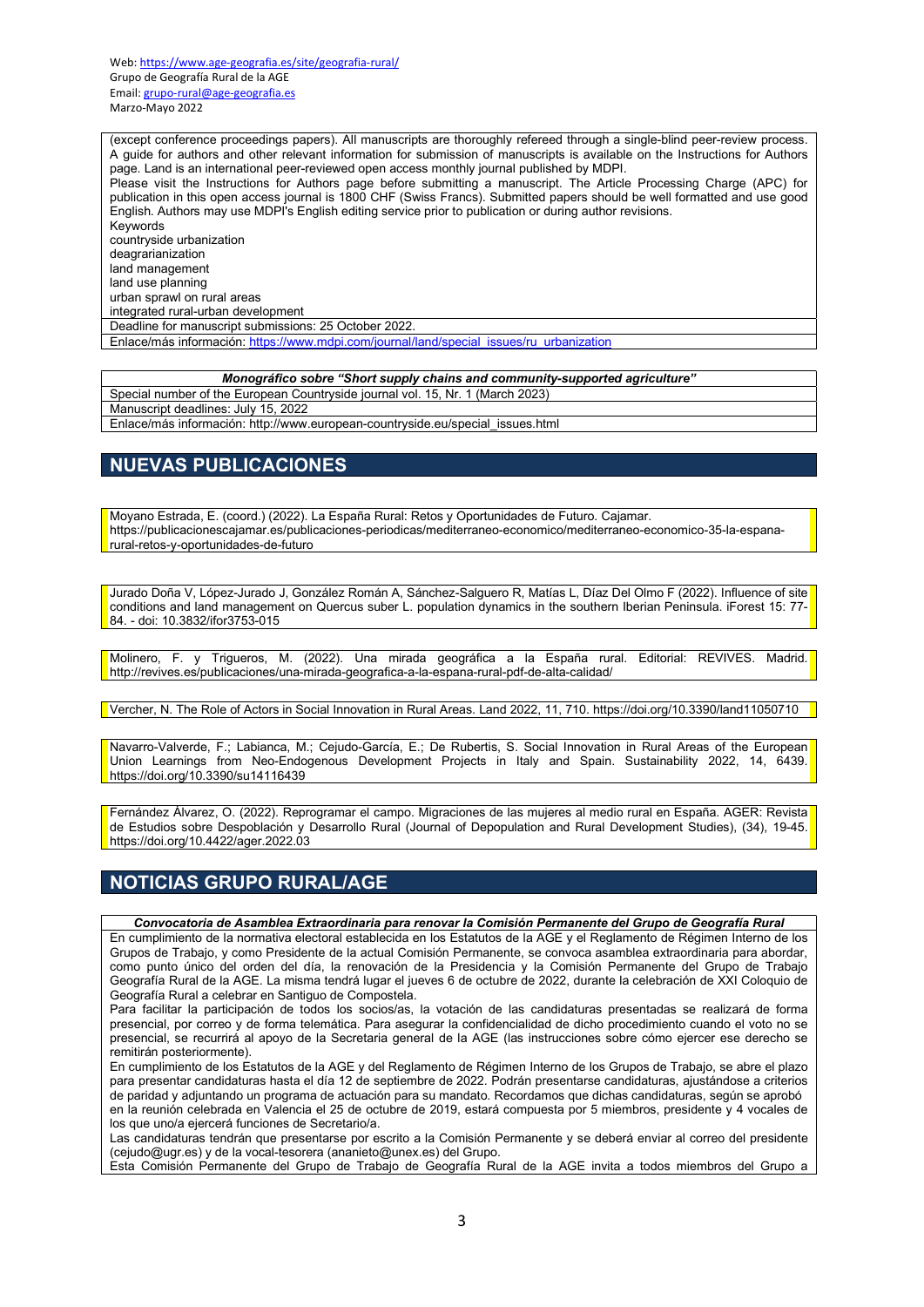(except conference proceedings papers). All manuscripts are thoroughly refereed through a single-blind peer-review process. A guide for authors and other relevant information for submission of manuscripts is available on the Instructions for Authors page. Land is an international peer-reviewed open access monthly journal published by MDPI.
Please visit the Instructions for Authors page before submitting a manuscript. The Article Processing Charge (APC) for publication in this open access journal is 1800 CHF (Swiss Francs). Submitted papers should be well formatted and use good English. Authors may use MDPI's English editing service prior to publication or during author revisions.
Keywords
countryside urbanization
deagrarianization
land management
land use planning
urban sprawl on rural areas
integrated rural-urban development

Deadline for manuscript submissions: 25 October 2022.

Enlace/más información: https://www.mdpi.com/journal/land/special_issues/ru_urbanization

***Monográfico sobre "Short supply chains and community-supported agriculture"***

Special number of the European Countryside journal vol. 15, Nr. 1 (March 2023)

Manuscript deadlines: July 15, 2022

Enlace/más información: http://www.european-countryside.eu/special_issues.html

## NUEVAS PUBLICACIONES

Moyano Estrada, E. (coord.) (2022). La España Rural: Retos y Oportunidades de Futuro. Cajamar. https://publicacionescajamar.es/publicaciones-periodicas/mediterraneo-economico/mediterraneo-economico-35-la-espana-rural-retos-y-oportunidades-de-futuro

Jurado Doña V, López-Jurado J, González Román A, Sánchez-Salguero R, Matías L, Díaz Del Olmo F (2022). Influence of site conditions and land management on Quercus suber L. population dynamics in the southern Iberian Peninsula. iForest 15: 77-84. - doi: 10.3832/ifor3753-015

Molinero, F. y Trigueros, M. (2022). Una mirada geográfica a la España rural. Editorial: REVIVES. Madrid. http://revives.es/publicaciones/una-mirada-geografica-a-la-espana-rural-pdf-de-alta-calidad/

Vercher, N. The Role of Actors in Social Innovation in Rural Areas. Land 2022, 11, 710. https://doi.org/10.3390/land11050710

Navarro-Valverde, F.; Labianca, M.; Cejudo-García, E.; De Rubertis, S. Social Innovation in Rural Areas of the European Union Learnings from Neo-Endogenous Development Projects in Italy and Spain. Sustainability 2022, 14, 6439. https://doi.org/10.3390/su14116439

Fernández Álvarez, O. (2022). Reprogramar el campo. Migraciones de las mujeres al medio rural en España. AGER: Revista de Estudios sobre Despoblación y Desarrollo Rural (Journal of Depopulation and Rural Development Studies), (34), 19-45. https://doi.org/10.4422/ager.2022.03

## NOTICIAS GRUPO RURAL/AGE

***Convocatoria de Asamblea Extraordinaria para renovar la Comisión Permanente del Grupo de Geografía Rural***

En cumplimiento de la normativa electoral establecida en los Estatutos de la AGE y el Reglamento de Régimen Interno de los Grupos de Trabajo, y como Presidente de la actual Comisión Permanente, se convoca asamblea extraordinaria para abordar, como punto único del orden del día, la renovación de la Presidencia y la Comisión Permanente del Grupo de Trabajo Geografía Rural de la AGE. La misma tendrá lugar el jueves 6 de octubre de 2022, durante la celebración de XXI Coloquio de Geografía Rural a celebrar en Santiguo de Compostela.

Para facilitar la participación de todos los socios/as, la votación de las candidaturas presentadas se realizará de forma presencial, por correo y de forma telemática. Para asegurar la confidencialidad de dicho procedimiento cuando el voto no se presencial, se recurrirá al apoyo de la Secretaria general de la AGE (las instrucciones sobre cómo ejercer ese derecho se remitirán posteriormente).

En cumplimiento de los Estatutos de la AGE y del Reglamento de Régimen Interno de los Grupos de Trabajo, se abre el plazo para presentar candidaturas hasta el día 12 de septiembre de 2022. Podrán presentarse candidaturas, ajustándose a criterios de paridad y adjuntando un programa de actuación para su mandato. Recordamos que dichas candidaturas, según se aprobó en la reunión celebrada en Valencia el 25 de octubre de 2019, estará compuesta por 5 miembros, presidente y 4 vocales de los que uno/a ejercerá funciones de Secretario/a.

Las candidaturas tendrán que presentarse por escrito a la Comisión Permanente y se deberá enviar al correo del presidente (cejudo@ugr.es) y de la vocal-tesorera (ananieto@unex.es) del Grupo.

Esta Comisión Permanente del Grupo de Trabajo de Geografía Rural de la AGE invita a todos miembros del Grupo a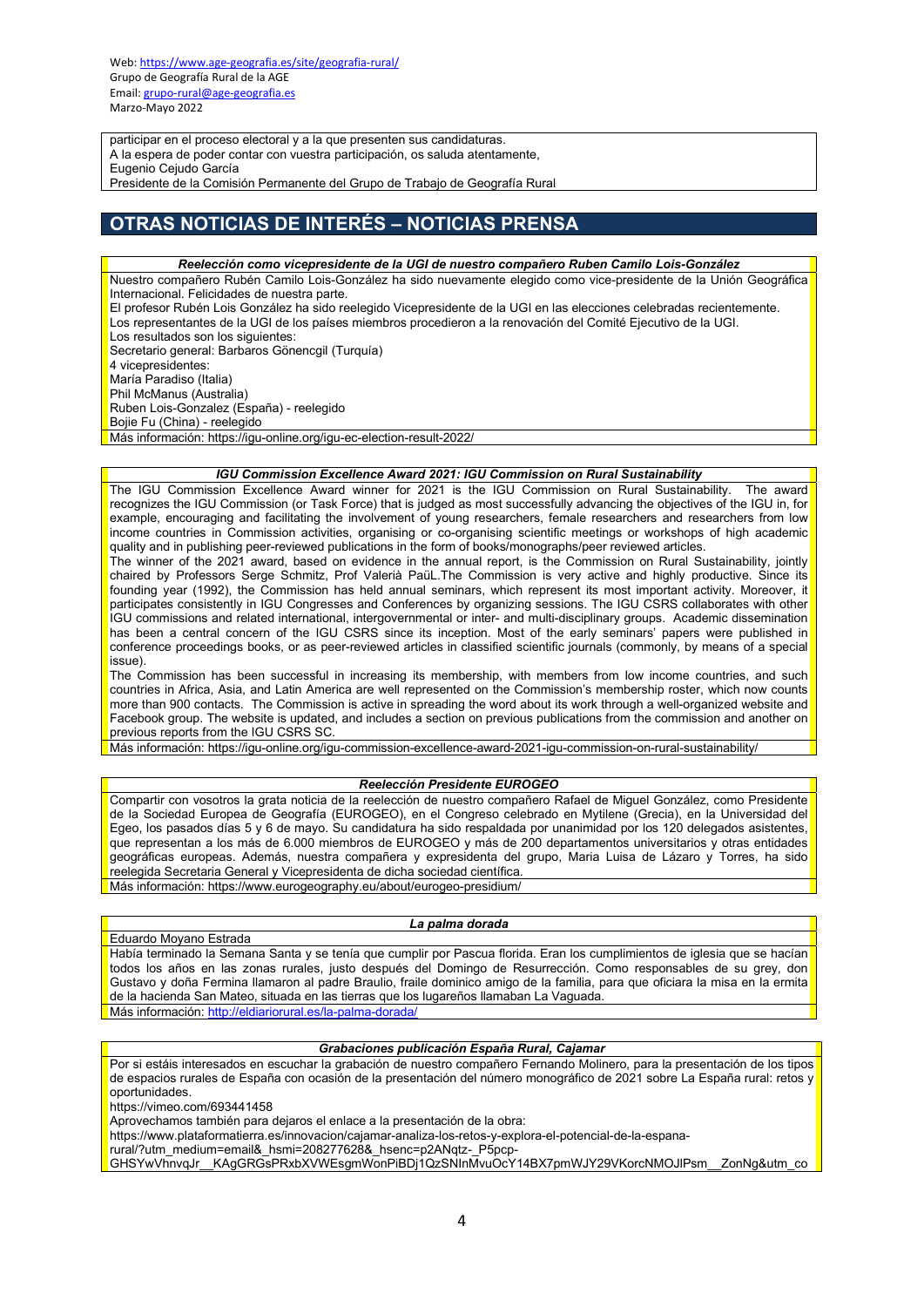participar en el proceso electoral y a la que presenten sus candidaturas.
A la espera de poder contar con vuestra participación, os saluda atentamente,
Eugenio Cejudo García
Presidente de la Comisión Permanente del Grupo de Trabajo de Geografía Rural

## OTRAS NOTICIAS DE INTERÉS – NOTICIAS PRENSA

***Reelección como vicepresidente de la UGI de nuestro compañero Ruben Camilo Lois-González***

Nuestro compañero Rubén Camilo Lois-González ha sido nuevamente elegido como vice-presidente de la Unión Geográfica Internacional. Felicidades de nuestra parte.
El profesor Rubén Lois González ha sido reelegido Vicepresidente de la UGI en las elecciones celebradas recientemente.
Los representantes de la UGI de los países miembros procedieron a la renovación del Comité Ejecutivo de la UGI.
Los resultados son los siguientes:
Secretario general: Barbaros Gönencgil (Turquía)
4 vicepresidentes:
María Paradiso (Italia)
Phil McManus (Australia)
Ruben Lois-Gonzalez (España) - reelegido
Bojie Fu (China) - reelegido
Más información: https://igu-online.org/igu-ec-election-result-2022/

***IGU Commission Excellence Award 2021: IGU Commission on Rural Sustainability***

The IGU Commission Excellence Award winner for 2021 is the IGU Commission on Rural Sustainability. The award recognizes the IGU Commission (or Task Force) that is judged as most successfully advancing the objectives of the IGU in, for example, encouraging and facilitating the involvement of young researchers, female researchers and researchers from low income countries in Commission activities, organising or co-organising scientific meetings or workshops of high academic quality and in publishing peer-reviewed publications in the form of books/monographs/peer reviewed articles.
The winner of the 2021 award, based on evidence in the annual report, is the Commission on Rural Sustainability, jointly chaired by Professors Serge Schmitz, Prof Valerià PaüL.The Commission is very active and highly productive. Since its founding year (1992), the Commission has held annual seminars, which represent its most important activity. Moreover, it participates consistently in IGU Congresses and Conferences by organizing sessions. The IGU CSRS collaborates with other IGU commissions and related international, intergovernmental or inter- and multi-disciplinary groups. Academic dissemination has been a central concern of the IGU CSRS since its inception. Most of the early seminars' papers were published in conference proceedings books, or as peer-reviewed articles in classified scientific journals (commonly, by means of a special issue).
The Commission has been successful in increasing its membership, with members from low income countries, and such countries in Africa, Asia, and Latin America are well represented on the Commission's membership roster, which now counts more than 900 contacts. The Commission is active in spreading the word about its work through a well-organized website and Facebook group. The website is updated, and includes a section on previous publications from the commission and another on previous reports from the IGU CSRS SC.
Más información: https://igu-online.org/igu-commission-excellence-award-2021-igu-commission-on-rural-sustainability/

***Reelección Presidente EUROGEO***

Compartir con vosotros la grata noticia de la reelección de nuestro compañero Rafael de Miguel González, como Presidente de la Sociedad Europea de Geografía (EUROGEO), en el Congreso celebrado en Mytilene (Grecia), en la Universidad del Egeo, los pasados días 5 y 6 de mayo. Su candidatura ha sido respaldada por unanimidad por los 120 delegados asistentes, que representan a los más de 6.000 miembros de EUROGEO y más de 200 departamentos universitarios y otras entidades geográficas europeas. Además, nuestra compañera y expresidenta del grupo, Maria Luisa de Lázaro y Torres, ha sido reelegida Secretaria General y Vicepresidenta de dicha sociedad científica.
Más información: https://www.eurogeography.eu/about/eurogeo-presidium/

***La palma dorada***

Eduardo Moyano Estrada
Había terminado la Semana Santa y se tenía que cumplir por Pascua florida. Eran los cumplimientos de iglesia que se hacían todos los años en las zonas rurales, justo después del Domingo de Resurrección. Como responsables de su grey, don Gustavo y doña Fermina llamaron al padre Braulio, fraile dominico amigo de la familia, para que oficiara la misa en la ermita de la hacienda San Mateo, situada en las tierras que los lugareños llamaban La Vaguada.
Más información: http://eldiariorural.es/la-palma-dorada/

***Grabaciones publicación España Rural, Cajamar***

Por si estáis interesados en escuchar la grabación de nuestro compañero Fernando Molinero, para la presentación de los tipos de espacios rurales de España con ocasión de la presentación del número monográfico de 2021 sobre La España rural: retos y oportunidades.
https://vimeo.com/693441458
Aprovechamos también para dejaros el enlace a la presentación de la obra:
https://www.plataformatierra.es/innovacion/cajamar-analiza-los-retos-y-explora-el-potencial-de-la-espana-rural/?utm_medium=email&_hsmi=208277628&_hsenc=p2ANqtz-_P5pcp-GHSYwVhnvqJr__KAgGRGsPRxbXVWEsgmWonPiBDj1QzSNInMvuOcY14BX7pmWJY29VKorcNMOJlPsm__ZonNg&utm_co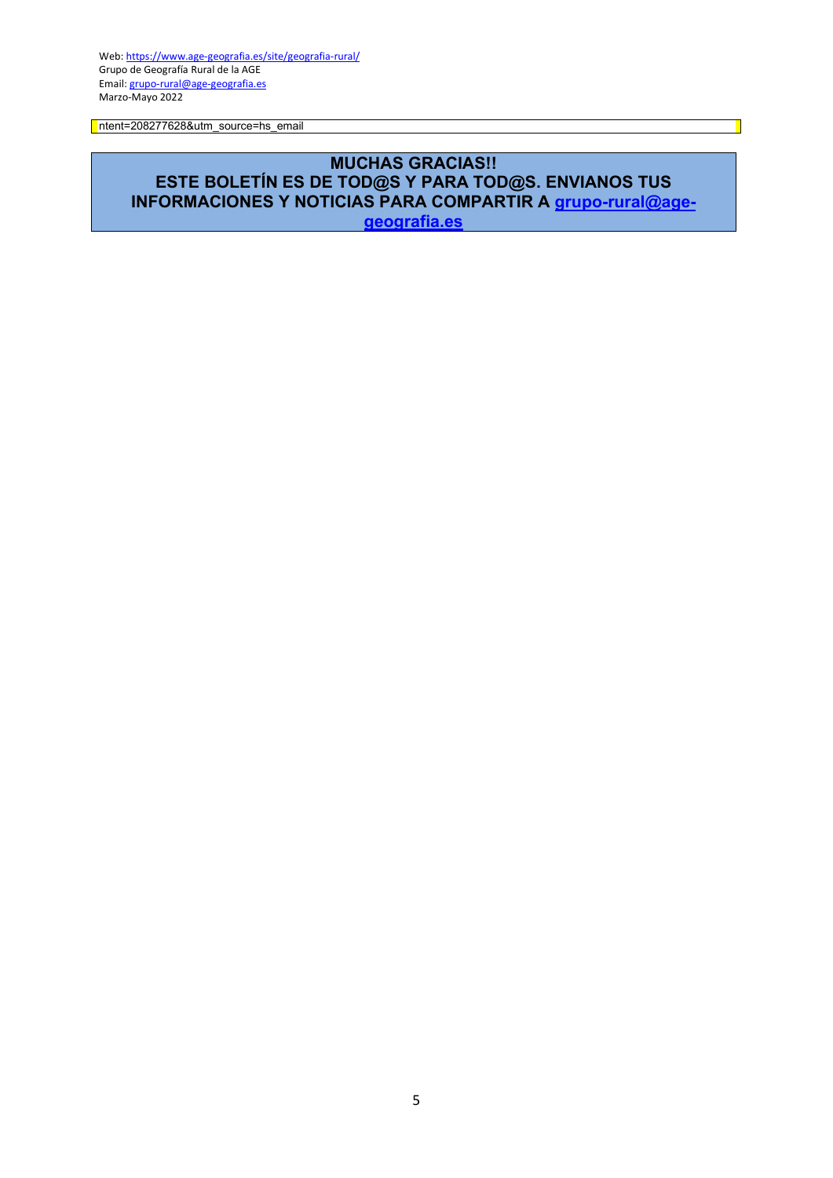Web: https://www.age-geografia.es/site/geografia-rural/
Grupo de Geografía Rural de la AGE
Email: grupo-rural@age-geografia.es
Marzo-Mayo 2022

ntent=208277628&utm_source=hs_email

**MUCHAS GRACIAS!!**
**ESTE BOLETÍN ES DE TOD@S Y PARA TOD@S. ENVIANOS TUS INFORMACIONES Y NOTICIAS PARA COMPARTIR A grupo-rural@age-geografia.es**